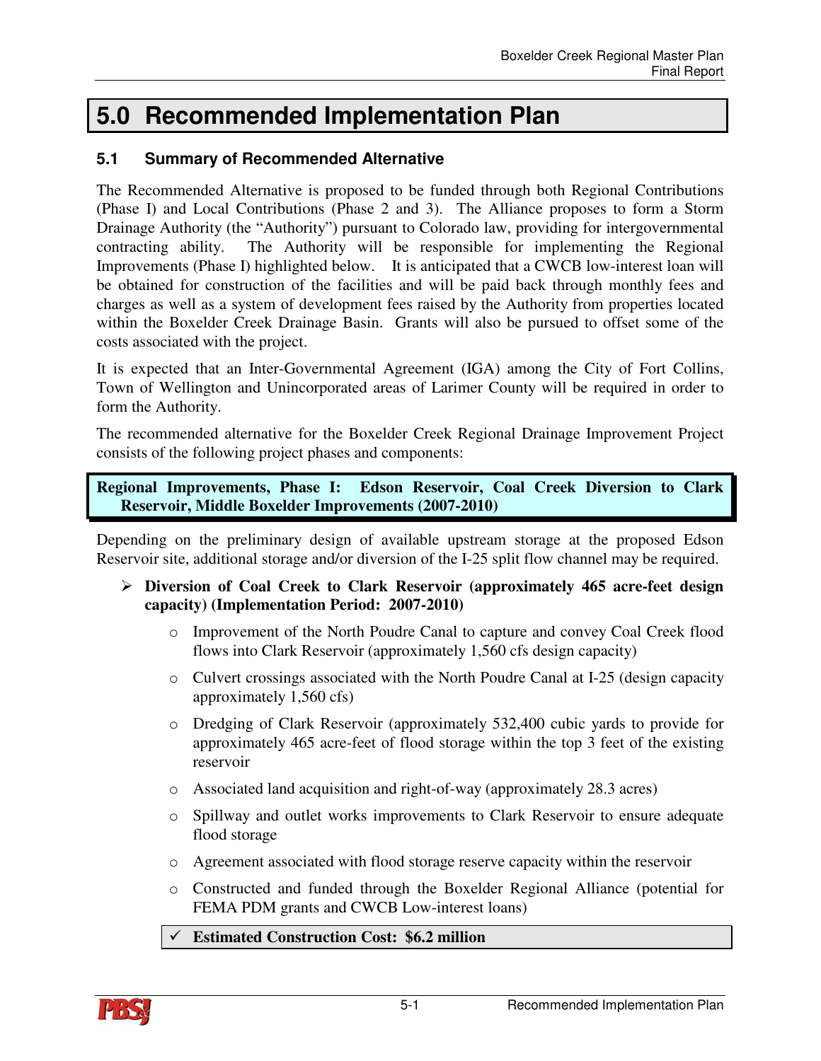# 5.0 Recommended Implementation Plan

## 5.1 Summary of Recommended Alternative

The Recommended Alternative is proposed to be funded through both Regional Contributions (Phase I) and Local Contributions (Phase 2 and 3). The Alliance proposes to form a Storm Drainage Authority (the "Authority") pursuant to Colorado law, providing for intergovernmental contracting ability. The Authority will be responsible for implementing the Regional Improvements (Phase I) highlighted below. It is anticipated that a CWCB low-interest loan will be obtained for construction of the facilities and will be paid back through monthly fees and charges as well as a system of development fees raised by the Authority from properties located within the Boxelder Creek Drainage Basin. Grants will also be pursued to offset some of the costs associated with the project.

It is expected that an Inter-Governmental Agreement (IGA) among the City of Fort Collins, Town of Wellington and Unincorporated areas of Larimer County will be required in order to form the Authority.

The recommended alternative for the Boxelder Creek Regional Drainage Improvement Project consists of the following project phases and components:

**Regional Improvements, Phase I: Edson Reservoir, Coal Creek Diversion to Clark Reservoir, Middle Boxelder Improvements (2007-2010)**

Depending on the preliminary design of available upstream storage at the proposed Edson Reservoir site, additional storage and/or diversion of the I-25 split flow channel may be required.

- **Diversion of Coal Creek to Clark Reservoir (approximately 465 acre-feet design capacity) (Implementation Period: 2007-2010)**
  - Improvement of the North Poudre Canal to capture and convey Coal Creek flood flows into Clark Reservoir (approximately 1,560 cfs design capacity)
  - Culvert crossings associated with the North Poudre Canal at I-25 (design capacity approximately 1,560 cfs)
  - Dredging of Clark Reservoir (approximately 532,400 cubic yards to provide for approximately 465 acre-feet of flood storage within the top 3 feet of the existing reservoir
  - Associated land acquisition and right-of-way (approximately 28.3 acres)
  - Spillway and outlet works improvements to Clark Reservoir to ensure adequate flood storage
  - Agreement associated with flood storage reserve capacity within the reservoir
  - Constructed and funded through the Boxelder Regional Alliance (potential for FEMA PDM grants and CWCB Low-interest loans)

  ✓ **Estimated Construction Cost: $6.2 million**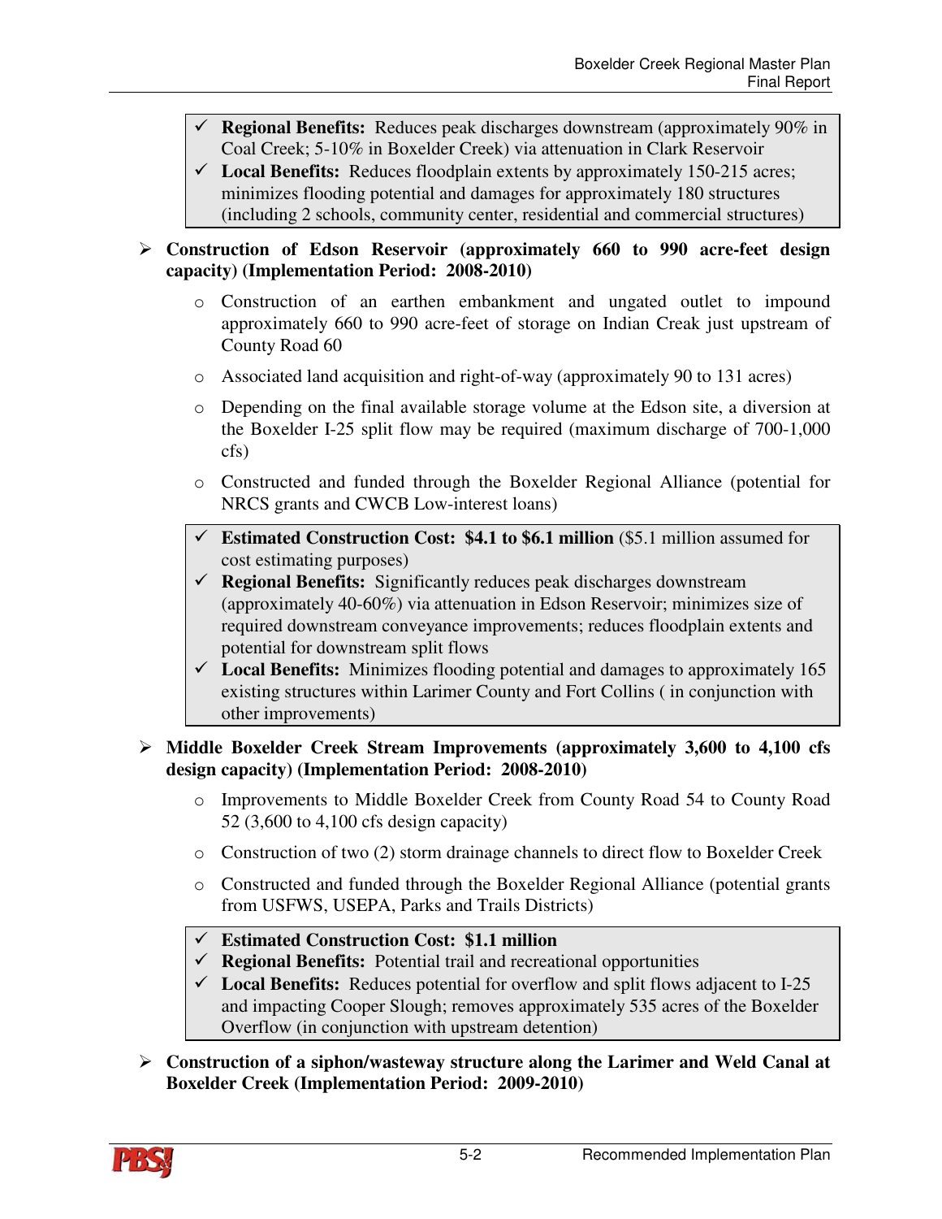- ✓ **Regional Benefits:** Reduces peak discharges downstream (approximately 90% in Coal Creek; 5-10% in Boxelder Creek) via attenuation in Clark Reservoir
- ✓ **Local Benefits:** Reduces floodplain extents by approximately 150-215 acres; minimizes flooding potential and damages for approximately 180 structures (including 2 schools, community center, residential and commercial structures)

- **Construction of Edson Reservoir (approximately 660 to 990 acre-feet design capacity) (Implementation Period: 2008-2010)**
  - Construction of an earthen embankment and ungated outlet to impound approximately 660 to 990 acre-feet of storage on Indian Creek just upstream of County Road 60
  - Associated land acquisition and right-of-way (approximately 90 to 131 acres)
  - Depending on the final available storage volume at the Edson site, a diversion at the Boxelder I-25 split flow may be required (maximum discharge of 700-1,000 cfs)
  - Constructed and funded through the Boxelder Regional Alliance (potential for NRCS grants and CWCB Low-interest loans)

- ✓ **Estimated Construction Cost: $4.1 to $6.1 million** ($5.1 million assumed for cost estimating purposes)
- ✓ **Regional Benefits:** Significantly reduces peak discharges downstream (approximately 40-60%) via attenuation in Edson Reservoir; minimizes size of required downstream conveyance improvements; reduces floodplain extents and potential for downstream split flows
- ✓ **Local Benefits:** Minimizes flooding potential and damages to approximately 165 existing structures within Larimer County and Fort Collins ( in conjunction with other improvements)

- **Middle Boxelder Creek Stream Improvements (approximately 3,600 to 4,100 cfs design capacity) (Implementation Period: 2008-2010)**
  - Improvements to Middle Boxelder Creek from County Road 54 to County Road 52 (3,600 to 4,100 cfs design capacity)
  - Construction of two (2) storm drainage channels to direct flow to Boxelder Creek
  - Constructed and funded through the Boxelder Regional Alliance (potential grants from USFWS, USEPA, Parks and Trails Districts)

- ✓ **Estimated Construction Cost: $1.1 million**
- ✓ **Regional Benefits:** Potential trail and recreational opportunities
- ✓ **Local Benefits:** Reduces potential for overflow and split flows adjacent to I-25 and impacting Cooper Slough; removes approximately 535 acres of the Boxelder Overflow (in conjunction with upstream detention)

- **Construction of a siphon/wasteway structure along the Larimer and Weld Canal at Boxelder Creek (Implementation Period: 2009-2010)**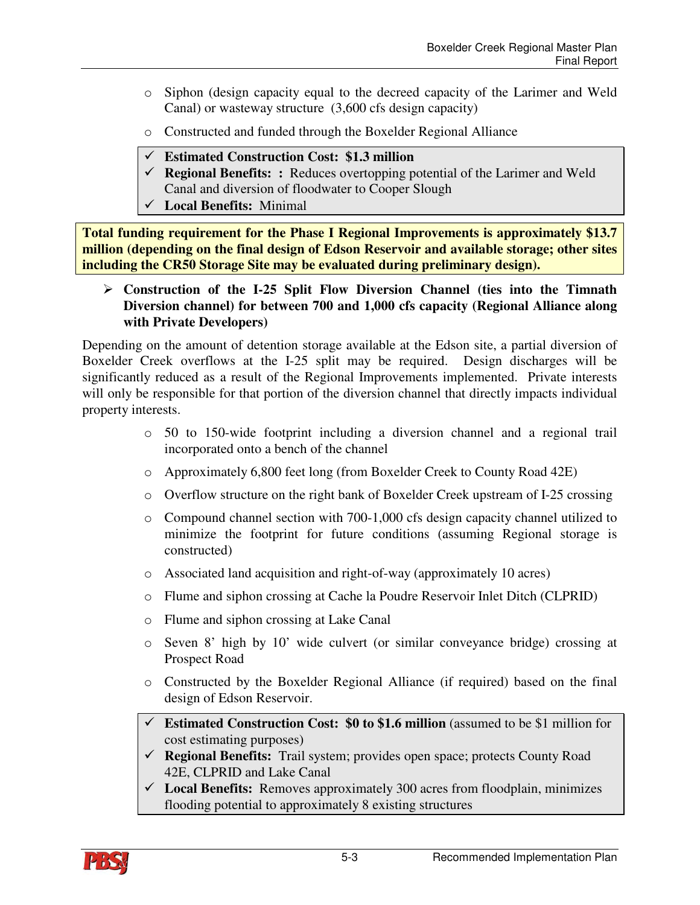- Siphon (design capacity equal to the decreed capacity of the Larimer and Weld Canal) or wasteway structure (3,600 cfs design capacity)
- Constructed and funded through the Boxelder Regional Alliance

> ✓ **Estimated Construction Cost: $1.3 million**
> ✓ **Regional Benefits: :** Reduces overtopping potential of the Larimer and Weld Canal and diversion of floodwater to Cooper Slough
> ✓ **Local Benefits:** Minimal

**Total funding requirement for the Phase I Regional Improvements is approximately $13.7 million (depending on the final design of Edson Reservoir and available storage; other sites including the CR50 Storage Site may be evaluated during preliminary design).**

➢ **Construction of the I-25 Split Flow Diversion Channel (ties into the Timnath Diversion channel) for between 700 and 1,000 cfs capacity (Regional Alliance along with Private Developers)**

Depending on the amount of detention storage available at the Edson site, a partial diversion of Boxelder Creek overflows at the I-25 split may be required. Design discharges will be significantly reduced as a result of the Regional Improvements implemented. Private interests will only be responsible for that portion of the diversion channel that directly impacts individual property interests.

- 50 to 150-wide footprint including a diversion channel and a regional trail incorporated onto a bench of the channel
- Approximately 6,800 feet long (from Boxelder Creek to County Road 42E)
- Overflow structure on the right bank of Boxelder Creek upstream of I-25 crossing
- Compound channel section with 700-1,000 cfs design capacity channel utilized to minimize the footprint for future conditions (assuming Regional storage is constructed)
- Associated land acquisition and right-of-way (approximately 10 acres)
- Flume and siphon crossing at Cache la Poudre Reservoir Inlet Ditch (CLPRID)
- Flume and siphon crossing at Lake Canal
- Seven 8' high by 10' wide culvert (or similar conveyance bridge) crossing at Prospect Road
- Constructed by the Boxelder Regional Alliance (if required) based on the final design of Edson Reservoir.

> ✓ **Estimated Construction Cost: $0 to $1.6 million** (assumed to be $1 million for cost estimating purposes)
> ✓ **Regional Benefits:** Trail system; provides open space; protects County Road 42E, CLPRID and Lake Canal
> ✓ **Local Benefits:** Removes approximately 300 acres from floodplain, minimizes flooding potential to approximately 8 existing structures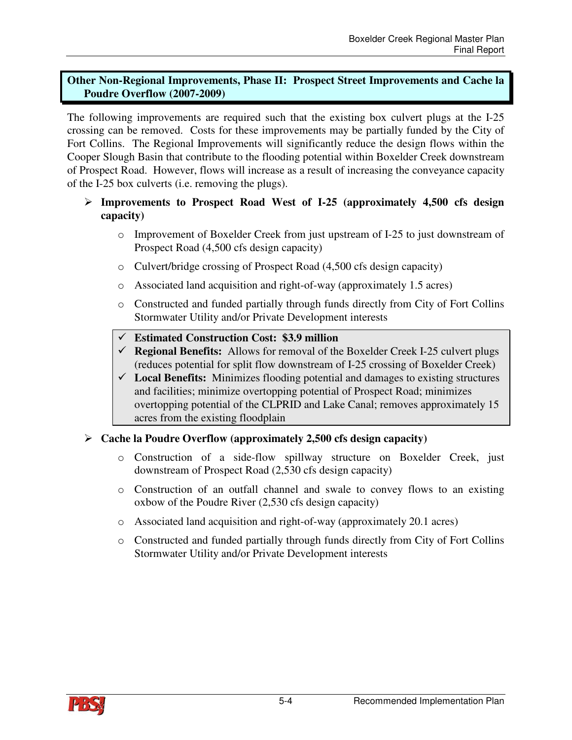## Other Non-Regional Improvements, Phase II: Prospect Street Improvements and Cache la Poudre Overflow (2007-2009)

The following improvements are required such that the existing box culvert plugs at the I-25 crossing can be removed. Costs for these improvements may be partially funded by the City of Fort Collins. The Regional Improvements will significantly reduce the design flows within the Cooper Slough Basin that contribute to the flooding potential within Boxelder Creek downstream of Prospect Road. However, flows will increase as a result of increasing the conveyance capacity of the I-25 box culverts (i.e. removing the plugs).

- **Improvements to Prospect Road West of I-25 (approximately 4,500 cfs design capacity)**
  - Improvement of Boxelder Creek from just upstream of I-25 to just downstream of Prospect Road (4,500 cfs design capacity)
  - Culvert/bridge crossing of Prospect Road (4,500 cfs design capacity)
  - Associated land acquisition and right-of-way (approximately 1.5 acres)
  - Constructed and funded partially through funds directly from City of Fort Collins Stormwater Utility and/or Private Development interests

  > ✓ **Estimated Construction Cost: $3.9 million**
  > ✓ **Regional Benefits:** Allows for removal of the Boxelder Creek I-25 culvert plugs (reduces potential for split flow downstream of I-25 crossing of Boxelder Creek)
  > ✓ **Local Benefits:** Minimizes flooding potential and damages to existing structures and facilities; minimize overtopping potential of Prospect Road; minimizes overtopping potential of the CLPRID and Lake Canal; removes approximately 15 acres from the existing floodplain

- **Cache la Poudre Overflow (approximately 2,500 cfs design capacity)**
  - Construction of a side-flow spillway structure on Boxelder Creek, just downstream of Prospect Road (2,530 cfs design capacity)
  - Construction of an outfall channel and swale to convey flows to an existing oxbow of the Poudre River (2,530 cfs design capacity)
  - Associated land acquisition and right-of-way (approximately 20.1 acres)
  - Constructed and funded partially through funds directly from City of Fort Collins Stormwater Utility and/or Private Development interests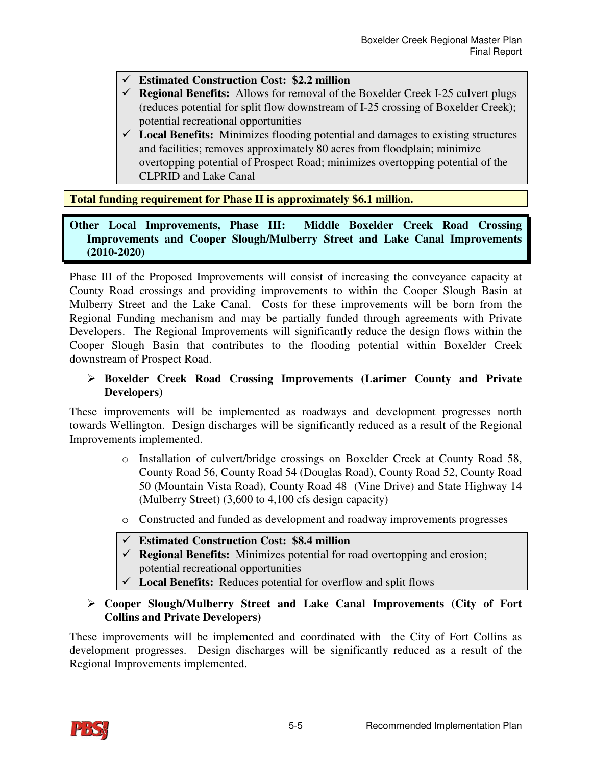- ✓ **Estimated Construction Cost: $2.2 million**
- ✓ **Regional Benefits:** Allows for removal of the Boxelder Creek I-25 culvert plugs (reduces potential for split flow downstream of I-25 crossing of Boxelder Creek); potential recreational opportunities
- ✓ **Local Benefits:** Minimizes flooding potential and damages to existing structures and facilities; removes approximately 80 acres from floodplain; minimize overtopping potential of Prospect Road; minimizes overtopping potential of the CLPRID and Lake Canal

**Total funding requirement for Phase II is approximately $6.1 million.**

### Other Local Improvements, Phase III: Middle Boxelder Creek Road Crossing Improvements and Cooper Slough/Mulberry Street and Lake Canal Improvements (2010-2020)

Phase III of the Proposed Improvements will consist of increasing the conveyance capacity at County Road crossings and providing improvements to within the Cooper Slough Basin at Mulberry Street and the Lake Canal. Costs for these improvements will be born from the Regional Funding mechanism and may be partially funded through agreements with Private Developers. The Regional Improvements will significantly reduce the design flows within the Cooper Slough Basin that contributes to the flooding potential within Boxelder Creek downstream of Prospect Road.

- **Boxelder Creek Road Crossing Improvements (Larimer County and Private Developers)**

These improvements will be implemented as roadways and development progresses north towards Wellington. Design discharges will be significantly reduced as a result of the Regional Improvements implemented.

- Installation of culvert/bridge crossings on Boxelder Creek at County Road 58, County Road 56, County Road 54 (Douglas Road), County Road 52, County Road 50 (Mountain Vista Road), County Road 48 (Vine Drive) and State Highway 14 (Mulberry Street) (3,600 to 4,100 cfs design capacity)
- Constructed and funded as development and roadway improvements progresses

- ✓ **Estimated Construction Cost: $8.4 million**
- ✓ **Regional Benefits:** Minimizes potential for road overtopping and erosion; potential recreational opportunities
- ✓ **Local Benefits:** Reduces potential for overflow and split flows

- **Cooper Slough/Mulberry Street and Lake Canal Improvements (City of Fort Collins and Private Developers)**

These improvements will be implemented and coordinated with the City of Fort Collins as development progresses. Design discharges will be significantly reduced as a result of the Regional Improvements implemented.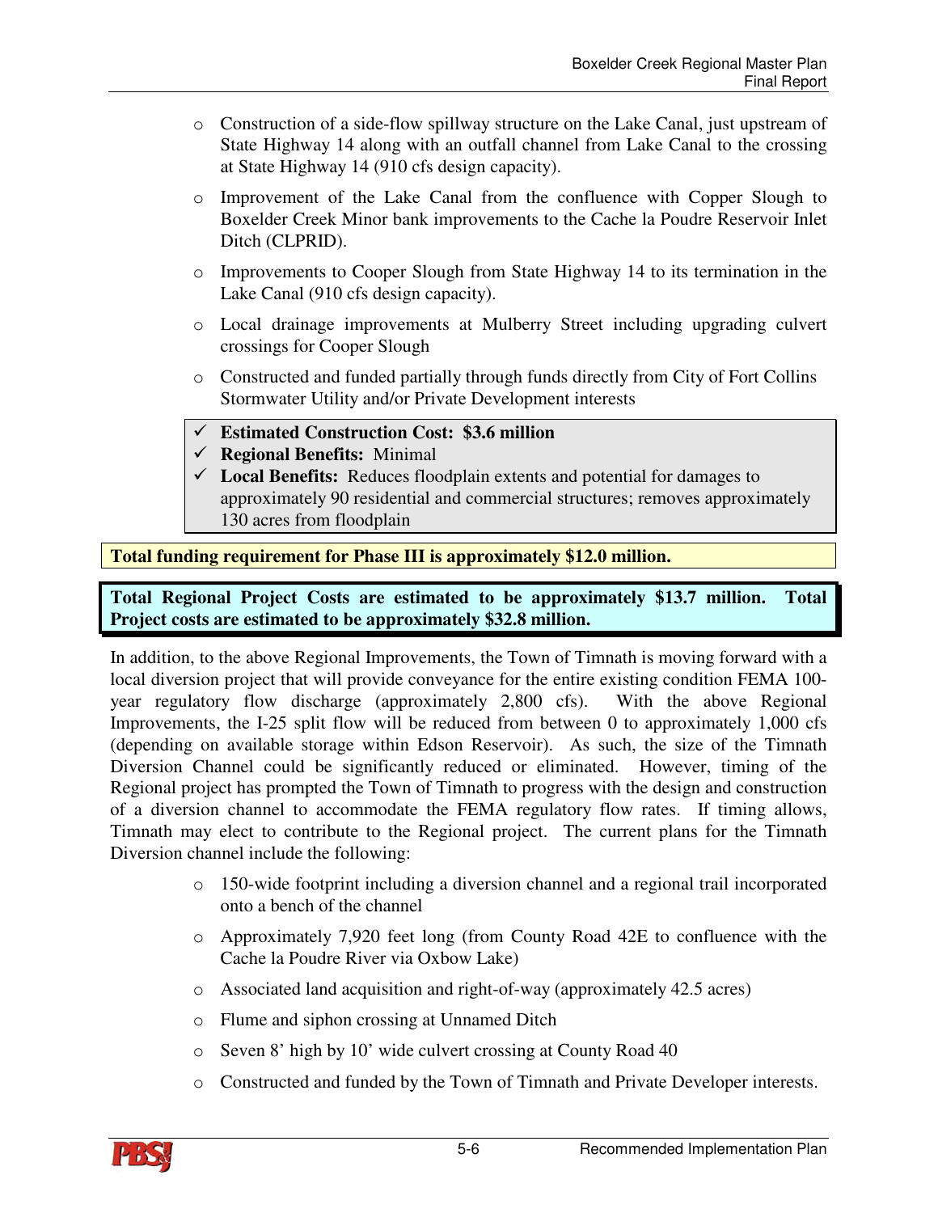- Construction of a side-flow spillway structure on the Lake Canal, just upstream of State Highway 14 along with an outfall channel from Lake Canal to the crossing at State Highway 14 (910 cfs design capacity).
- Improvement of the Lake Canal from the confluence with Copper Slough to Boxelder Creek Minor bank improvements to the Cache la Poudre Reservoir Inlet Ditch (CLPRID).
- Improvements to Cooper Slough from State Highway 14 to its termination in the Lake Canal (910 cfs design capacity).
- Local drainage improvements at Mulberry Street including upgrading culvert crossings for Cooper Slough
- Constructed and funded partially through funds directly from City of Fort Collins Stormwater Utility and/or Private Development interests

> ✓ **Estimated Construction Cost: $3.6 million**
> ✓ **Regional Benefits:** Minimal
> ✓ **Local Benefits:** Reduces floodplain extents and potential for damages to approximately 90 residential and commercial structures; removes approximately 130 acres from floodplain

**Total funding requirement for Phase III is approximately $12.0 million.**

**Total Regional Project Costs are estimated to be approximately $13.7 million. Total Project costs are estimated to be approximately $32.8 million.**

In addition, to the above Regional Improvements, the Town of Timnath is moving forward with a local diversion project that will provide conveyance for the entire existing condition FEMA 100-year regulatory flow discharge (approximately 2,800 cfs). With the above Regional Improvements, the I-25 split flow will be reduced from between 0 to approximately 1,000 cfs (depending on available storage within Edson Reservoir). As such, the size of the Timnath Diversion Channel could be significantly reduced or eliminated. However, timing of the Regional project has prompted the Town of Timnath to progress with the design and construction of a diversion channel to accommodate the FEMA regulatory flow rates. If timing allows, Timnath may elect to contribute to the Regional project. The current plans for the Timnath Diversion channel include the following:

- 150-wide footprint including a diversion channel and a regional trail incorporated onto a bench of the channel
- Approximately 7,920 feet long (from County Road 42E to confluence with the Cache la Poudre River via Oxbow Lake)
- Associated land acquisition and right-of-way (approximately 42.5 acres)
- Flume and siphon crossing at Unnamed Ditch
- Seven 8' high by 10' wide culvert crossing at County Road 40
- Constructed and funded by the Town of Timnath and Private Developer interests.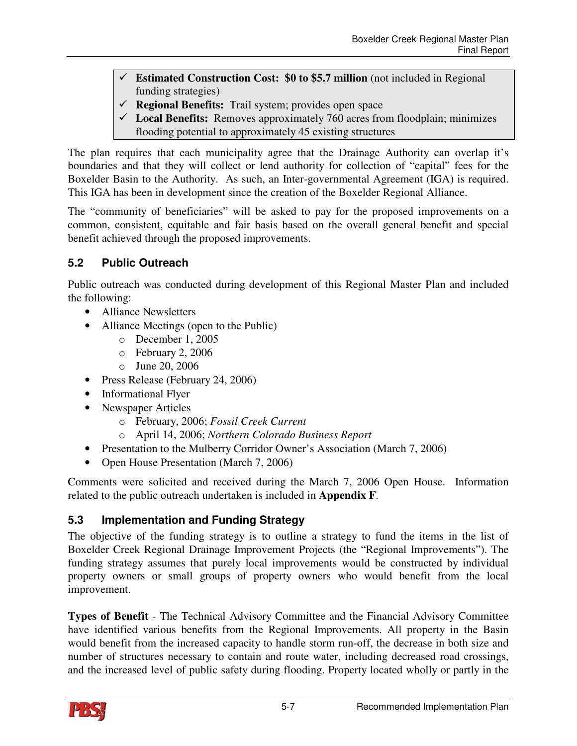- ✓ **Estimated Construction Cost: $0 to $5.7 million** (not included in Regional funding strategies)
- ✓ **Regional Benefits:** Trail system; provides open space
- ✓ **Local Benefits:** Removes approximately 760 acres from floodplain; minimizes flooding potential to approximately 45 existing structures

The plan requires that each municipality agree that the Drainage Authority can overlap it's boundaries and that they will collect or lend authority for collection of "capital" fees for the Boxelder Basin to the Authority. As such, an Inter-governmental Agreement (IGA) is required. This IGA has been in development since the creation of the Boxelder Regional Alliance.

The "community of beneficiaries" will be asked to pay for the proposed improvements on a common, consistent, equitable and fair basis based on the overall general benefit and special benefit achieved through the proposed improvements.

## 5.2 Public Outreach

Public outreach was conducted during development of this Regional Master Plan and included the following:

- Alliance Newsletters
- Alliance Meetings (open to the Public)
  - December 1, 2005
  - February 2, 2006
  - June 20, 2006
- Press Release (February 24, 2006)
- Informational Flyer
- Newspaper Articles
  - February, 2006; *Fossil Creek Current*
  - April 14, 2006; *Northern Colorado Business Report*
- Presentation to the Mulberry Corridor Owner's Association (March 7, 2006)
- Open House Presentation (March 7, 2006)

Comments were solicited and received during the March 7, 2006 Open House. Information related to the public outreach undertaken is included in **Appendix F**.

## 5.3 Implementation and Funding Strategy

The objective of the funding strategy is to outline a strategy to fund the items in the list of Boxelder Creek Regional Drainage Improvement Projects (the "Regional Improvements"). The funding strategy assumes that purely local improvements would be constructed by individual property owners or small groups of property owners who would benefit from the local improvement.

**Types of Benefit** - The Technical Advisory Committee and the Financial Advisory Committee have identified various benefits from the Regional Improvements. All property in the Basin would benefit from the increased capacity to handle storm run-off, the decrease in both size and number of structures necessary to contain and route water, including decreased road crossings, and the increased level of public safety during flooding. Property located wholly or partly in the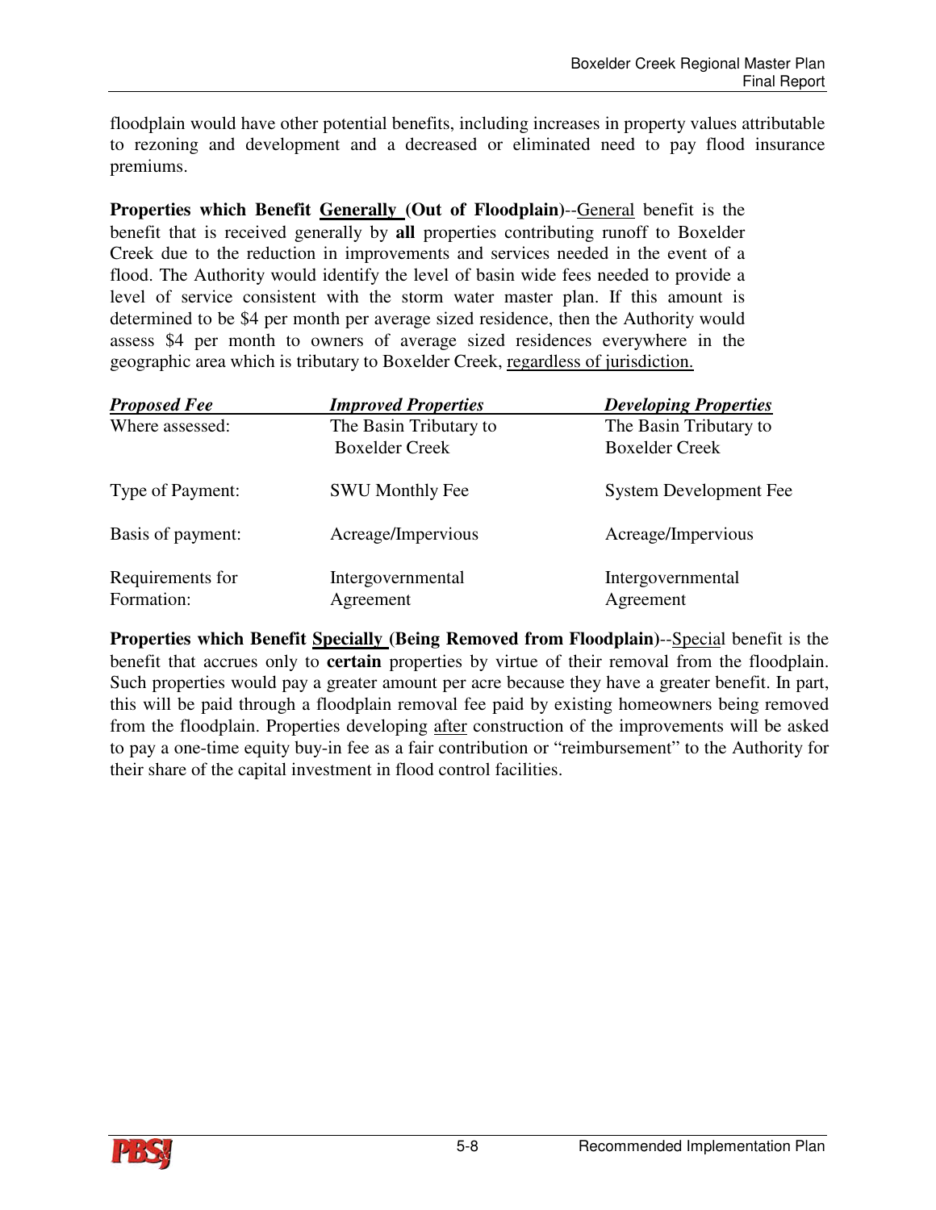floodplain would have other potential benefits, including increases in property values attributable to rezoning and development and a decreased or eliminated need to pay flood insurance premiums.

**Properties which Benefit Generally (Out of Floodplain)**--General benefit is the benefit that is received generally by **all** properties contributing runoff to Boxelder Creek due to the reduction in improvements and services needed in the event of a flood. The Authority would identify the level of basin wide fees needed to provide a level of service consistent with the storm water master plan. If this amount is determined to be $4 per month per average sized residence, then the Authority would assess $4 per month to owners of average sized residences everywhere in the geographic area which is tributary to Boxelder Creek, regardless of jurisdiction.

| ***Proposed Fee*** | ***Improved Properties*** | ***Developing Properties*** |
|---|---|---|
| Where assessed: | The Basin Tributary to Boxelder Creek | The Basin Tributary to Boxelder Creek |
| Type of Payment: | SWU Monthly Fee | System Development Fee |
| Basis of payment: | Acreage/Impervious | Acreage/Impervious |
| Requirements for Formation: | Intergovernmental Agreement | Intergovernmental Agreement |

**Properties which Benefit Specially (Being Removed from Floodplain)**--Special benefit is the benefit that accrues only to **certain** properties by virtue of their removal from the floodplain. Such properties would pay a greater amount per acre because they have a greater benefit. In part, this will be paid through a floodplain removal fee paid by existing homeowners being removed from the floodplain. Properties developing after construction of the improvements will be asked to pay a one-time equity buy-in fee as a fair contribution or "reimbursement" to the Authority for their share of the capital investment in flood control facilities.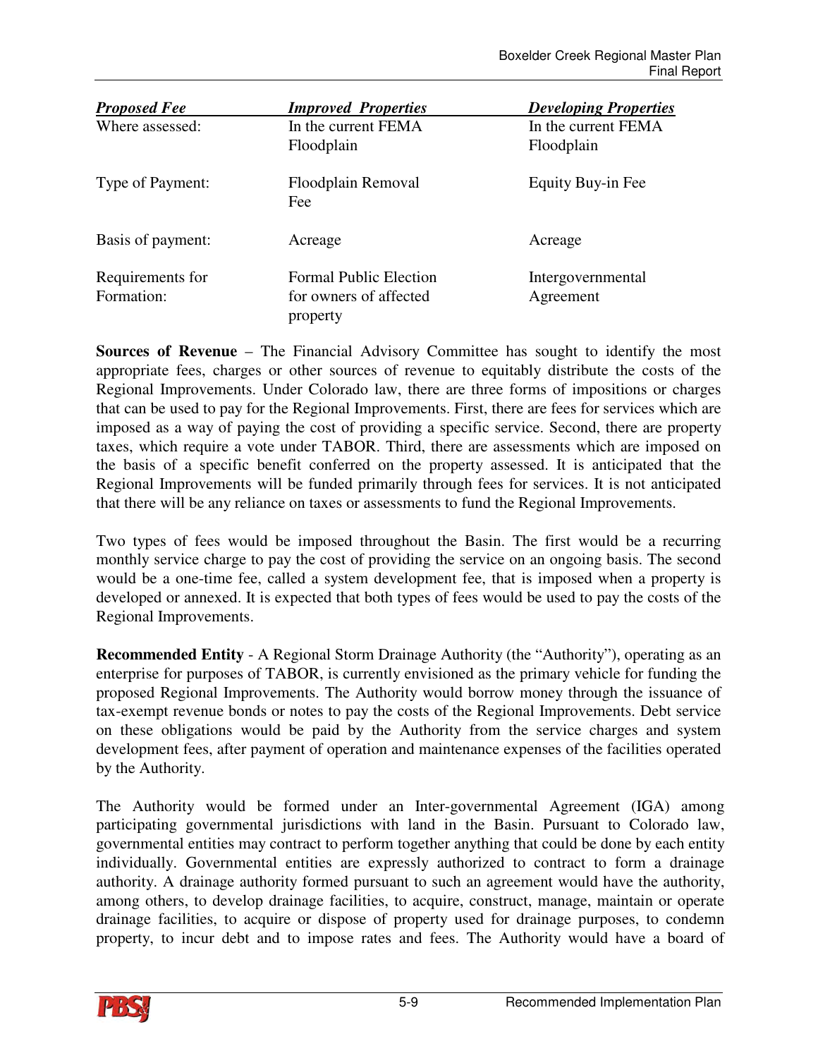| *Proposed Fee* | *Improved Properties* | *Developing Properties* |
|---|---|---|
| Where assessed: | In the current FEMA Floodplain | In the current FEMA Floodplain |
| Type of Payment: | Floodplain Removal Fee | Equity Buy-in Fee |
| Basis of payment: | Acreage | Acreage |
| Requirements for Formation: | Formal Public Election for owners of affected property | Intergovernmental Agreement |

**Sources of Revenue** – The Financial Advisory Committee has sought to identify the most appropriate fees, charges or other sources of revenue to equitably distribute the costs of the Regional Improvements. Under Colorado law, there are three forms of impositions or charges that can be used to pay for the Regional Improvements. First, there are fees for services which are imposed as a way of paying the cost of providing a specific service. Second, there are property taxes, which require a vote under TABOR. Third, there are assessments which are imposed on the basis of a specific benefit conferred on the property assessed. It is anticipated that the Regional Improvements will be funded primarily through fees for services. It is not anticipated that there will be any reliance on taxes or assessments to fund the Regional Improvements.

Two types of fees would be imposed throughout the Basin. The first would be a recurring monthly service charge to pay the cost of providing the service on an ongoing basis. The second would be a one-time fee, called a system development fee, that is imposed when a property is developed or annexed. It is expected that both types of fees would be used to pay the costs of the Regional Improvements.

**Recommended Entity** - A Regional Storm Drainage Authority (the "Authority"), operating as an enterprise for purposes of TABOR, is currently envisioned as the primary vehicle for funding the proposed Regional Improvements. The Authority would borrow money through the issuance of tax-exempt revenue bonds or notes to pay the costs of the Regional Improvements. Debt service on these obligations would be paid by the Authority from the service charges and system development fees, after payment of operation and maintenance expenses of the facilities operated by the Authority.

The Authority would be formed under an Inter-governmental Agreement (IGA) among participating governmental jurisdictions with land in the Basin. Pursuant to Colorado law, governmental entities may contract to perform together anything that could be done by each entity individually. Governmental entities are expressly authorized to contract to form a drainage authority. A drainage authority formed pursuant to such an agreement would have the authority, among others, to develop drainage facilities, to acquire, construct, manage, maintain or operate drainage facilities, to acquire or dispose of property used for drainage purposes, to condemn property, to incur debt and to impose rates and fees. The Authority would have a board of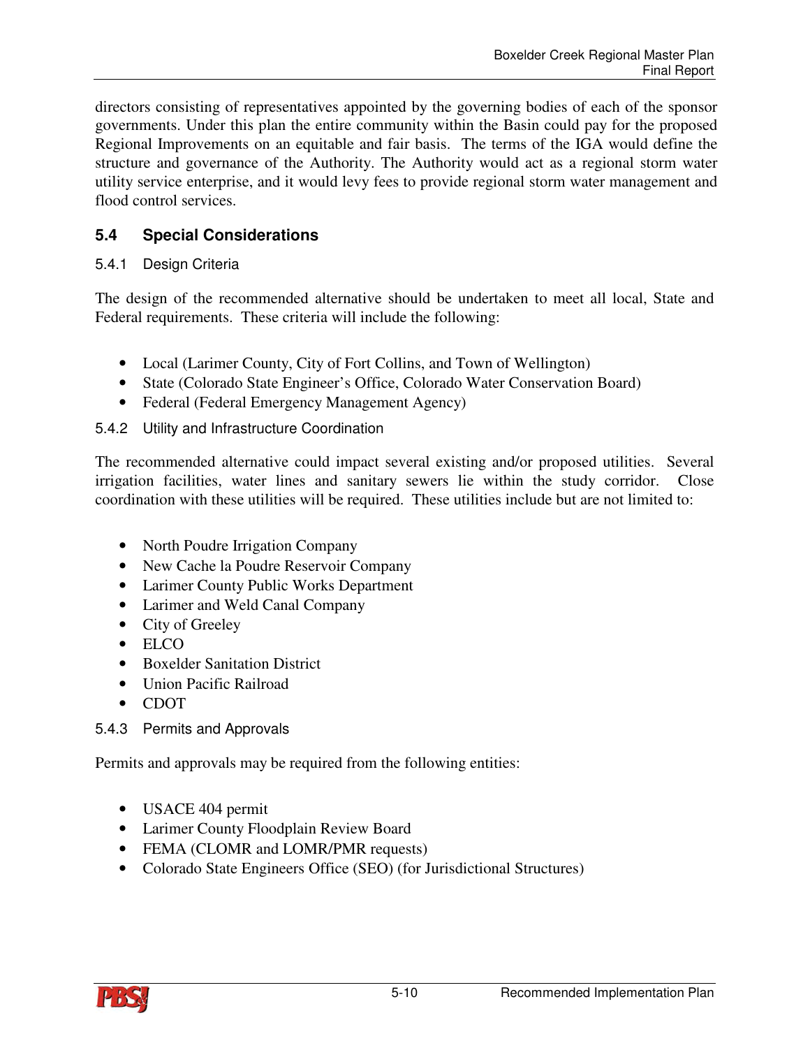directors consisting of representatives appointed by the governing bodies of each of the sponsor governments. Under this plan the entire community within the Basin could pay for the proposed Regional Improvements on an equitable and fair basis. The terms of the IGA would define the structure and governance of the Authority. The Authority would act as a regional storm water utility service enterprise, and it would levy fees to provide regional storm water management and flood control services.

## 5.4 Special Considerations

### 5.4.1 Design Criteria

The design of the recommended alternative should be undertaken to meet all local, State and Federal requirements. These criteria will include the following:

- Local (Larimer County, City of Fort Collins, and Town of Wellington)
- State (Colorado State Engineer's Office, Colorado Water Conservation Board)
- Federal (Federal Emergency Management Agency)

### 5.4.2 Utility and Infrastructure Coordination

The recommended alternative could impact several existing and/or proposed utilities. Several irrigation facilities, water lines and sanitary sewers lie within the study corridor. Close coordination with these utilities will be required. These utilities include but are not limited to:

- North Poudre Irrigation Company
- New Cache la Poudre Reservoir Company
- Larimer County Public Works Department
- Larimer and Weld Canal Company
- City of Greeley
- ELCO
- Boxelder Sanitation District
- Union Pacific Railroad
- CDOT

### 5.4.3 Permits and Approvals

Permits and approvals may be required from the following entities:

- USACE 404 permit
- Larimer County Floodplain Review Board
- FEMA (CLOMR and LOMR/PMR requests)
- Colorado State Engineers Office (SEO) (for Jurisdictional Structures)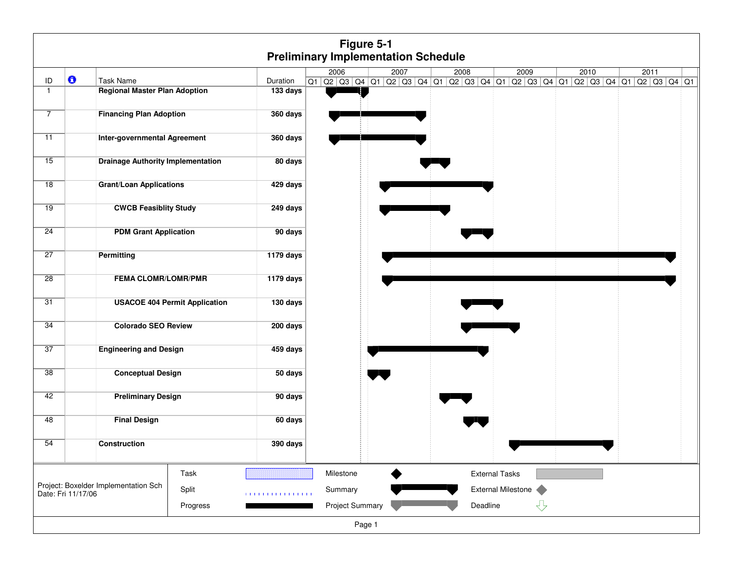# Figure 5-1
## Preliminary Implementation Schedule

| ID | Task Name | Duration |
|---|---|---|
| 1 | **Regional Master Plan Adoption** | 133 days |
| 7 | **Financing Plan Adoption** | 360 days |
| 11 | **Inter-governmental Agreement** | 360 days |
| 15 | **Drainage Authority Implementation** | 80 days |
| 18 | **Grant/Loan Applications** | 429 days |
| 19 | **CWCB Feasiblity Study** | 249 days |
| 24 | **PDM Grant Application** | 90 days |
| 27 | **Permitting** | 1179 days |
| 28 | **FEMA CLOMR/LOMR/PMR** | 1179 days |
| 31 | **USACOE 404 Permit Application** | 130 days |
| 34 | **Colorado SEO Review** | 200 days |
| 37 | **Engineering and Design** | 459 days |
| 38 | **Conceptual Design** | 50 days |
| 42 | **Preliminary Design** | 90 days |
| 48 | **Final Design** | 60 days |
| 54 | **Construction** | 390 days |

Project: Boxelder Implementation Sch
Date: Fri 11/17/06

Legend: Task, Split, Progress, Milestone, Summary, Project Summary, External Tasks, External Milestone, Deadline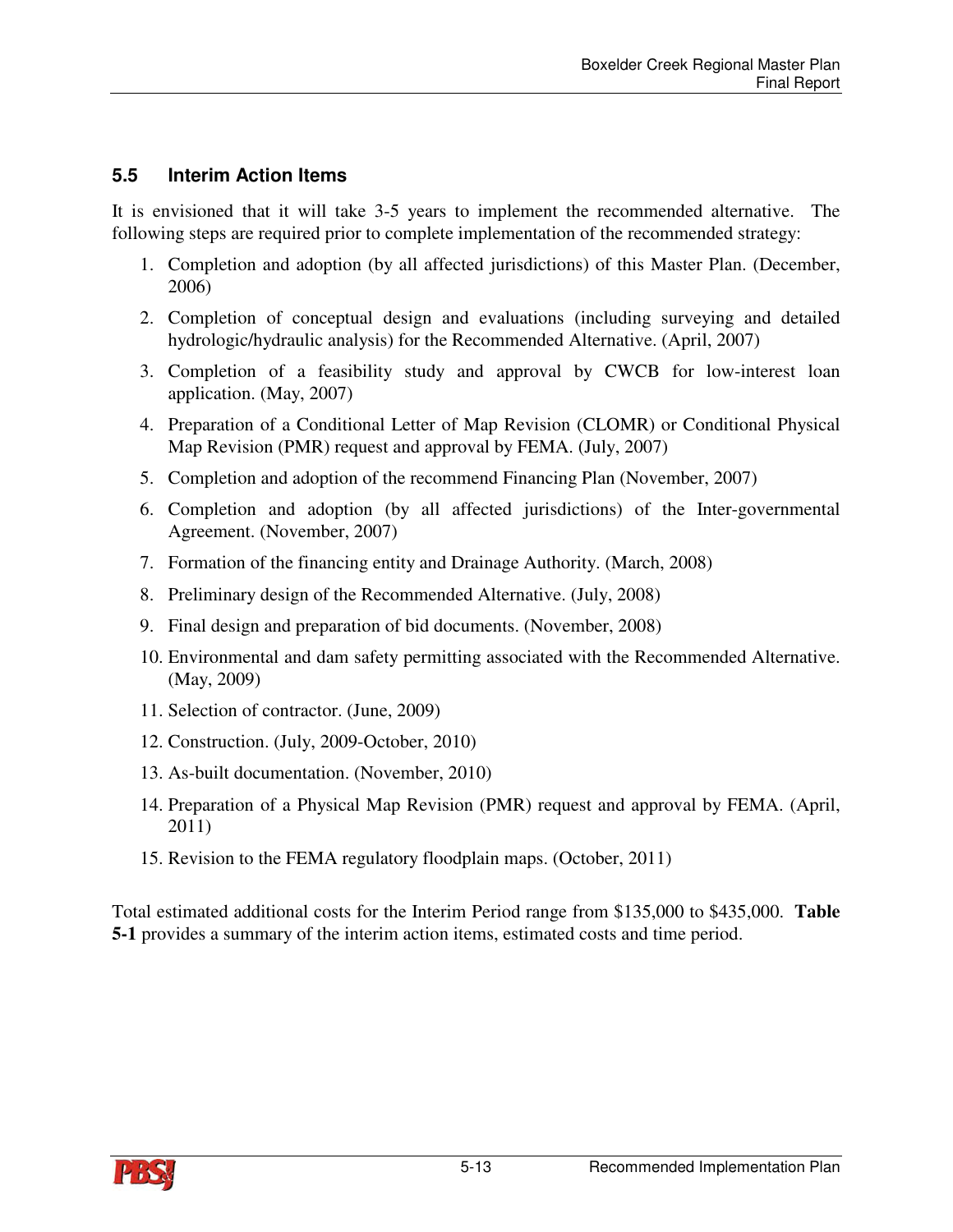## 5.5 Interim Action Items

It is envisioned that it will take 3-5 years to implement the recommended alternative. The following steps are required prior to complete implementation of the recommended strategy:

1. Completion and adoption (by all affected jurisdictions) of this Master Plan. (December, 2006)
2. Completion of conceptual design and evaluations (including surveying and detailed hydrologic/hydraulic analysis) for the Recommended Alternative. (April, 2007)
3. Completion of a feasibility study and approval by CWCB for low-interest loan application. (May, 2007)
4. Preparation of a Conditional Letter of Map Revision (CLOMR) or Conditional Physical Map Revision (PMR) request and approval by FEMA. (July, 2007)
5. Completion and adoption of the recommend Financing Plan (November, 2007)
6. Completion and adoption (by all affected jurisdictions) of the Inter-governmental Agreement. (November, 2007)
7. Formation of the financing entity and Drainage Authority. (March, 2008)
8. Preliminary design of the Recommended Alternative. (July, 2008)
9. Final design and preparation of bid documents. (November, 2008)
10. Environmental and dam safety permitting associated with the Recommended Alternative. (May, 2009)
11. Selection of contractor. (June, 2009)
12. Construction. (July, 2009-October, 2010)
13. As-built documentation. (November, 2010)
14. Preparation of a Physical Map Revision (PMR) request and approval by FEMA. (April, 2011)
15. Revision to the FEMA regulatory floodplain maps. (October, 2011)

Total estimated additional costs for the Interim Period range from $135,000 to $435,000. **Table 5-1** provides a summary of the interim action items, estimated costs and time period.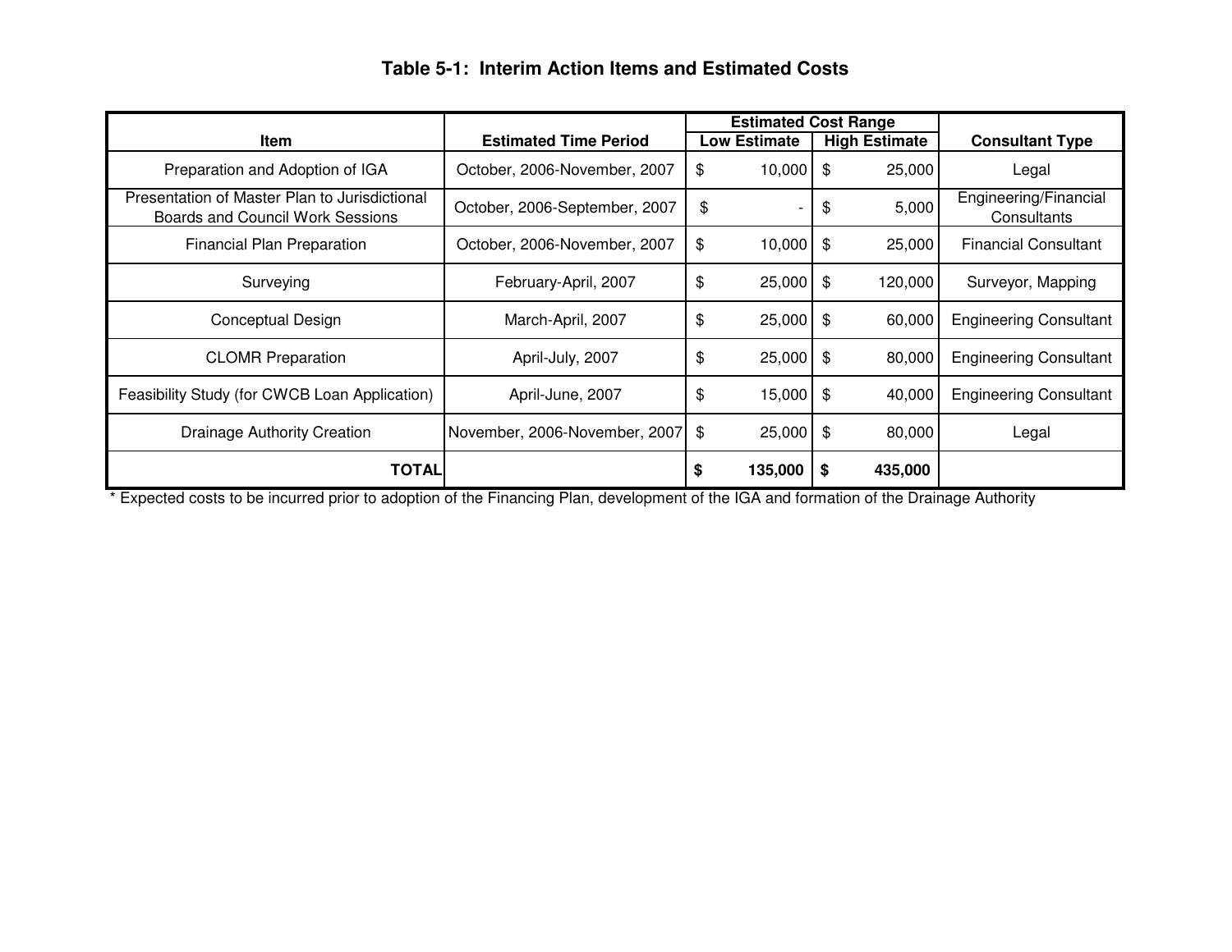# Table 5-1: Interim Action Items and Estimated Costs

| Item | Estimated Time Period | Estimated Cost Range | | Consultant Type |
|---|---|---|---|---|
| | | Low Estimate | High Estimate | |
| Preparation and Adoption of IGA | October, 2006-November, 2007 | $ 10,000 | $ 25,000 | Legal |
| Presentation of Master Plan to Jurisdictional Boards and Council Work Sessions | October, 2006-September, 2007 | $ - | $ 5,000 | Engineering/Financial Consultants |
| Financial Plan Preparation | October, 2006-November, 2007 | $ 10,000 | $ 25,000 | Financial Consultant |
| Surveying | February-April, 2007 | $ 25,000 | $ 120,000 | Surveyor, Mapping |
| Conceptual Design | March-April, 2007 | $ 25,000 | $ 60,000 | Engineering Consultant |
| CLOMR Preparation | April-July, 2007 | $ 25,000 | $ 80,000 | Engineering Consultant |
| Feasibility Study (for CWCB Loan Application) | April-June, 2007 | $ 15,000 | $ 40,000 | Engineering Consultant |
| Drainage Authority Creation | November, 2006-November, 2007 | $ 25,000 | $ 80,000 | Legal |
| **TOTAL** | | **$ 135,000** | **$ 435,000** | |

* Expected costs to be incurred prior to adoption of the Financing Plan, development of the IGA and formation of the Drainage Authority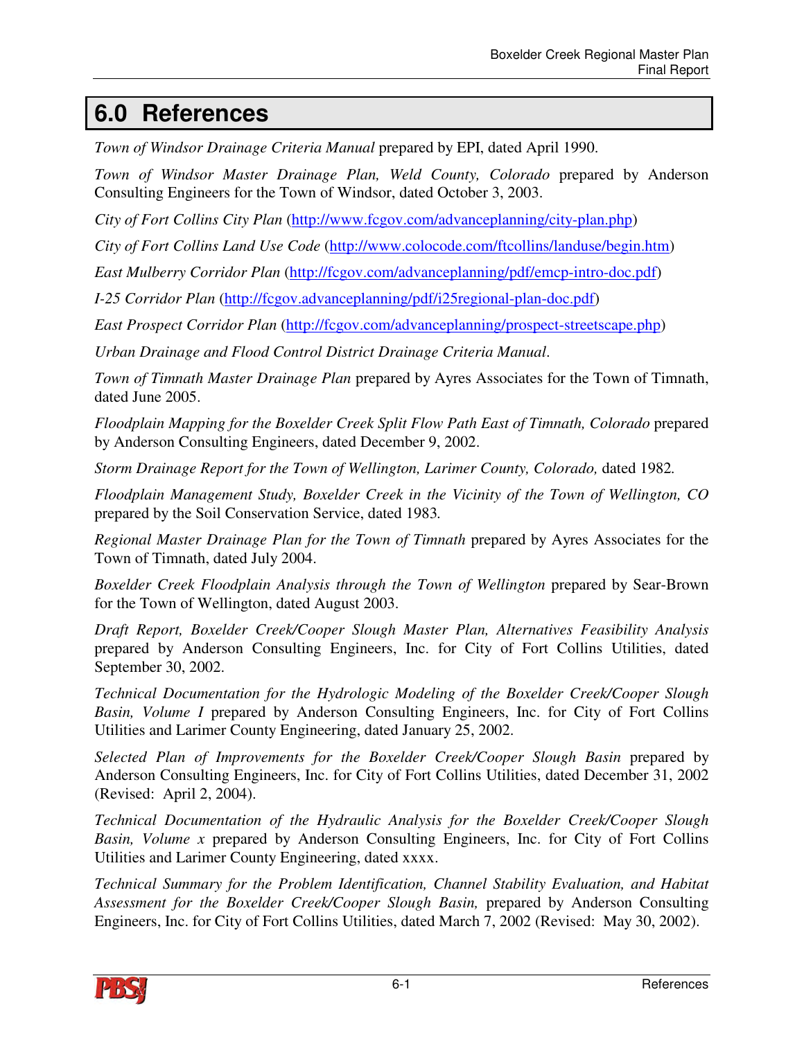# 6.0 References

*Town of Windsor Drainage Criteria Manual* prepared by EPI, dated April 1990.

*Town of Windsor Master Drainage Plan, Weld County, Colorado* prepared by Anderson Consulting Engineers for the Town of Windsor, dated October 3, 2003.

*City of Fort Collins City Plan* (http://www.fcgov.com/advanceplanning/city-plan.php)

*City of Fort Collins Land Use Code* (http://www.colocode.com/ftcollins/landuse/begin.htm)

*East Mulberry Corridor Plan* (http://fcgov.com/advanceplanning/pdf/emcp-intro-doc.pdf)

*I-25 Corridor Plan* (http://fcgov.advanceplanning/pdf/i25regional-plan-doc.pdf)

*East Prospect Corridor Plan* (http://fcgov.com/advanceplanning/prospect-streetscape.php)

*Urban Drainage and Flood Control District Drainage Criteria Manual*.

*Town of Timnath Master Drainage Plan* prepared by Ayres Associates for the Town of Timnath, dated June 2005.

*Floodplain Mapping for the Boxelder Creek Split Flow Path East of Timnath, Colorado* prepared by Anderson Consulting Engineers, dated December 9, 2002.

*Storm Drainage Report for the Town of Wellington, Larimer County, Colorado,* dated 1982.

*Floodplain Management Study, Boxelder Creek in the Vicinity of the Town of Wellington, CO* prepared by the Soil Conservation Service, dated 1983.

*Regional Master Drainage Plan for the Town of Timnath* prepared by Ayres Associates for the Town of Timnath, dated July 2004.

*Boxelder Creek Floodplain Analysis through the Town of Wellington* prepared by Sear-Brown for the Town of Wellington, dated August 2003.

*Draft Report, Boxelder Creek/Cooper Slough Master Plan, Alternatives Feasibility Analysis* prepared by Anderson Consulting Engineers, Inc. for City of Fort Collins Utilities, dated September 30, 2002.

*Technical Documentation for the Hydrologic Modeling of the Boxelder Creek/Cooper Slough Basin, Volume I* prepared by Anderson Consulting Engineers, Inc. for City of Fort Collins Utilities and Larimer County Engineering, dated January 25, 2002.

*Selected Plan of Improvements for the Boxelder Creek/Cooper Slough Basin* prepared by Anderson Consulting Engineers, Inc. for City of Fort Collins Utilities, dated December 31, 2002 (Revised: April 2, 2004).

*Technical Documentation of the Hydraulic Analysis for the Boxelder Creek/Cooper Slough Basin, Volume x* prepared by Anderson Consulting Engineers, Inc. for City of Fort Collins Utilities and Larimer County Engineering, dated xxxx.

*Technical Summary for the Problem Identification, Channel Stability Evaluation, and Habitat Assessment for the Boxelder Creek/Cooper Slough Basin,* prepared by Anderson Consulting Engineers, Inc. for City of Fort Collins Utilities, dated March 7, 2002 (Revised: May 30, 2002).